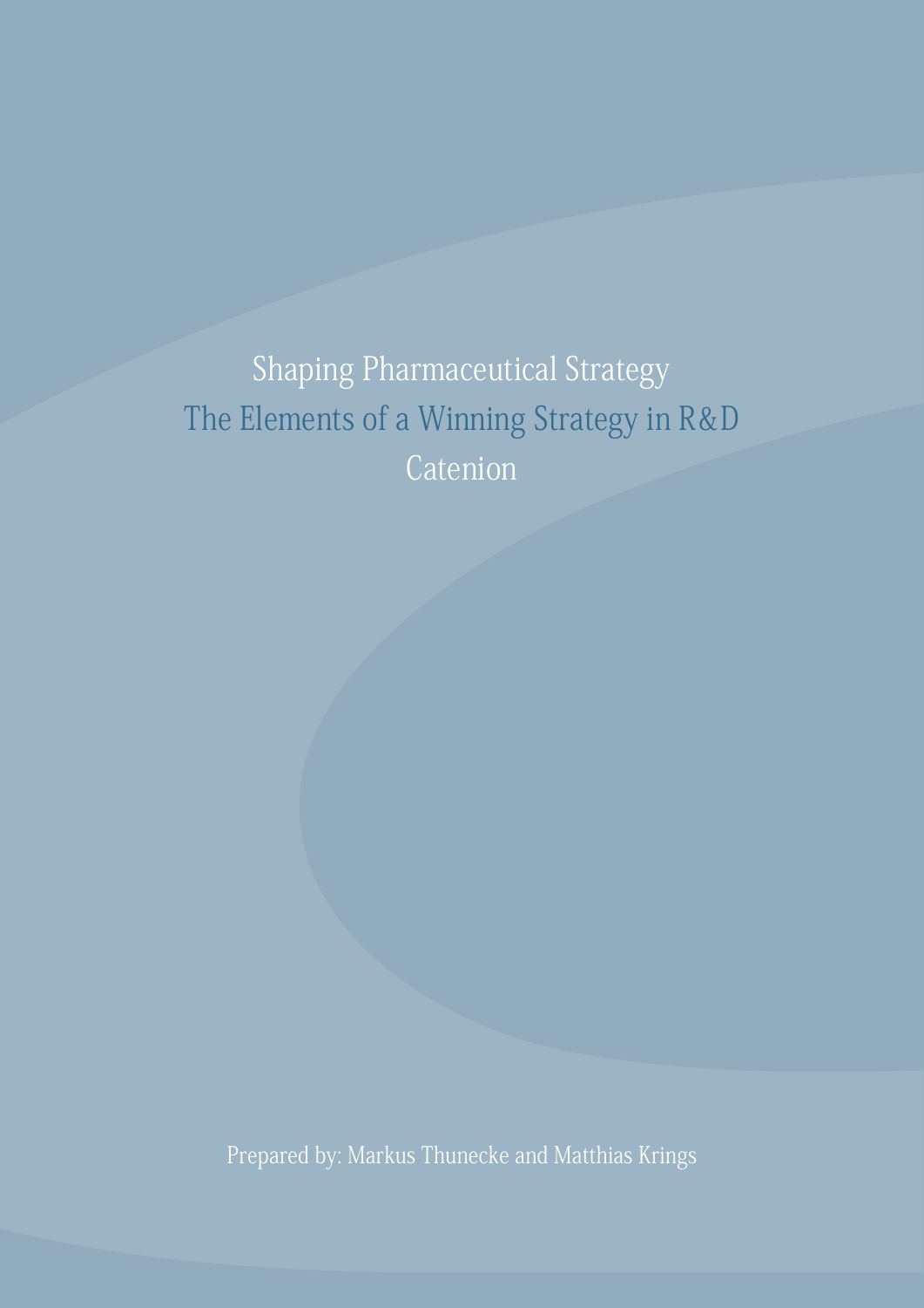# Shaping Pharmaceutical Strategy

## The Elements of a Winning Strategy in R&D

Catenion

Prepared by: Markus Thunecke and Matthias Krings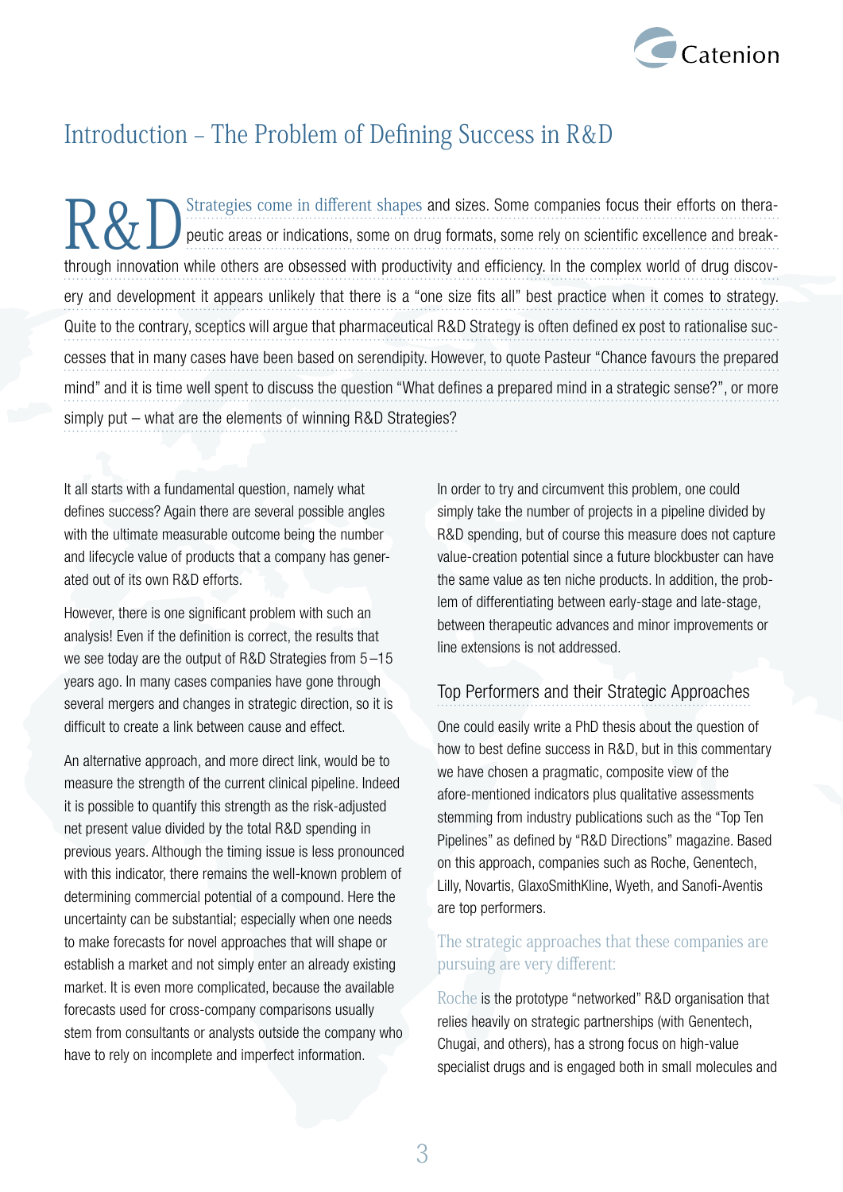# Introduction – The Problem of Defining Success in R&D

R&D Strategies come in different shapes and sizes. Some companies focus their efforts on therapeutic areas or indications, some on drug formats, some rely on scientific excellence and breakthrough innovation while others are obsessed with productivity and efficiency. In the complex world of drug discovery and development it appears unlikely that there is a "one size fits all" best practice when it comes to strategy. Quite to the contrary, sceptics will argue that pharmaceutical R&D Strategy is often defined ex post to rationalise successes that in many cases have been based on serendipity. However, to quote Pasteur "Chance favours the prepared mind" and it is time well spent to discuss the question "What defines a prepared mind in a strategic sense?", or more simply put – what are the elements of winning R&D Strategies?

It all starts with a fundamental question, namely what defines success? Again there are several possible angles with the ultimate measurable outcome being the number and lifecycle value of products that a company has generated out of its own R&D efforts.

However, there is one significant problem with such an analysis! Even if the definition is correct, the results that we see today are the output of R&D Strategies from 5 –15 years ago. In many cases companies have gone through several mergers and changes in strategic direction, so it is difficult to create a link between cause and effect.

An alternative approach, and more direct link, would be to measure the strength of the current clinical pipeline. Indeed it is possible to quantify this strength as the risk-adjusted net present value divided by the total R&D spending in previous years. Although the timing issue is less pronounced with this indicator, there remains the well-known problem of determining commercial potential of a compound. Here the uncertainty can be substantial; especially when one needs to make forecasts for novel approaches that will shape or establish a market and not simply enter an already existing market. It is even more complicated, because the available forecasts used for cross-company comparisons usually stem from consultants or analysts outside the company who have to rely on incomplete and imperfect information.

In order to try and circumvent this problem, one could simply take the number of projects in a pipeline divided by R&D spending, but of course this measure does not capture value-creation potential since a future blockbuster can have the same value as ten niche products. In addition, the problem of differentiating between early-stage and late-stage, between therapeutic advances and minor improvements or line extensions is not addressed.

## Top Performers and their Strategic Approaches

One could easily write a PhD thesis about the question of how to best define success in R&D, but in this commentary we have chosen a pragmatic, composite view of the afore-mentioned indicators plus qualitative assessments stemming from industry publications such as the "Top Ten Pipelines" as defined by "R&D Directions" magazine. Based on this approach, companies such as Roche, Genentech, Lilly, Novartis, GlaxoSmithKline, Wyeth, and Sanofi-Aventis are top performers.

The strategic approaches that these companies are pursuing are very different:

Roche is the prototype "networked" R&D organisation that relies heavily on strategic partnerships (with Genentech, Chugai, and others), has a strong focus on high-value specialist drugs and is engaged both in small molecules and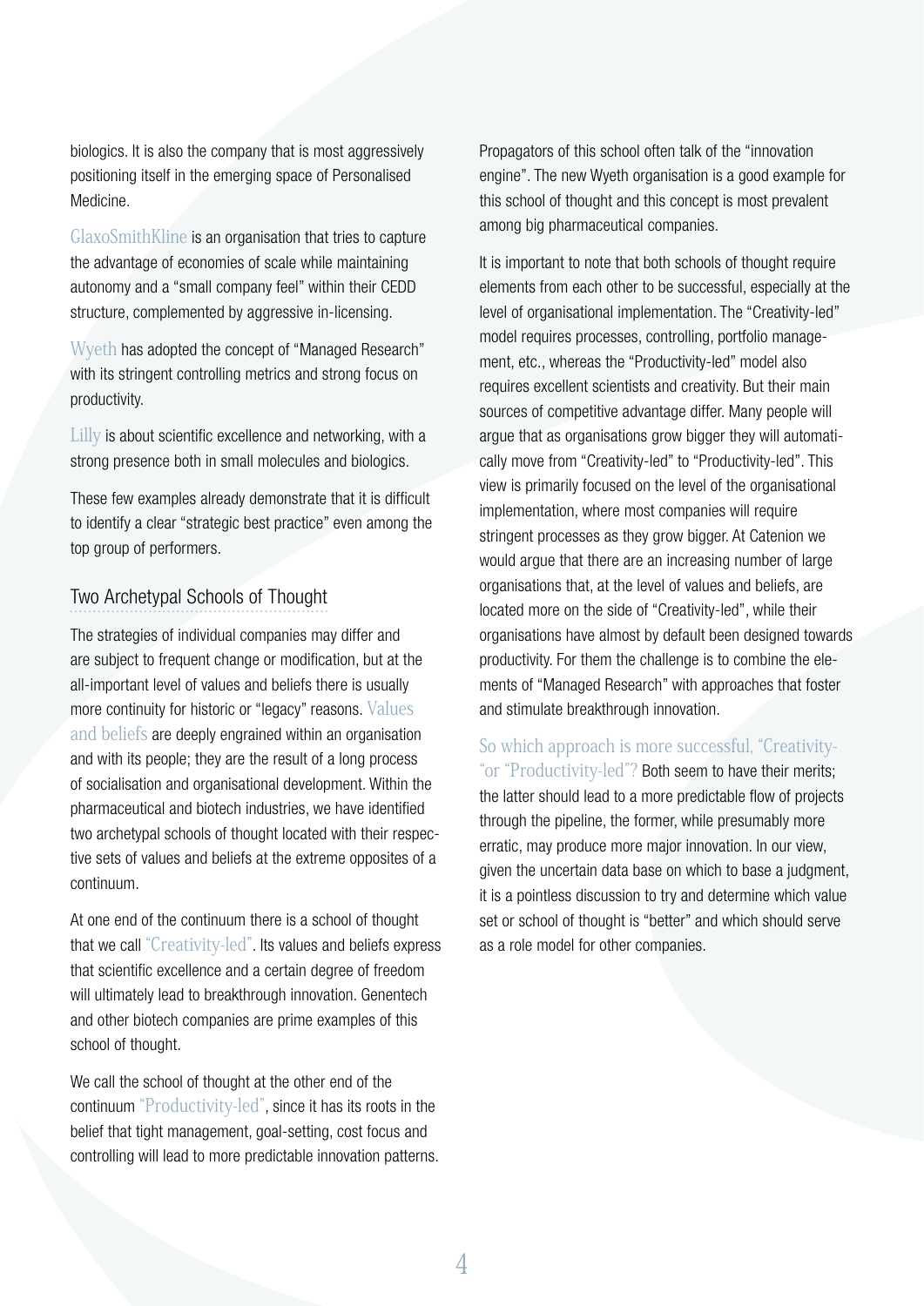biologics. It is also the company that is most aggressively positioning itself in the emerging space of Personalised Medicine.

GlaxoSmithKline is an organisation that tries to capture the advantage of economies of scale while maintaining autonomy and a "small company feel" within their CEDD structure, complemented by aggressive in-licensing.

Wyeth has adopted the concept of "Managed Research" with its stringent controlling metrics and strong focus on productivity.

Lilly is about scientific excellence and networking, with a strong presence both in small molecules and biologics.

These few examples already demonstrate that it is difficult to identify a clear "strategic best practice" even among the top group of performers.

## Two Archetypal Schools of Thought

The strategies of individual companies may differ and are subject to frequent change or modification, but at the all-important level of values and beliefs there is usually more continuity for historic or "legacy" reasons. Values and beliefs are deeply engrained within an organisation and with its people; they are the result of a long process of socialisation and organisational development. Within the pharmaceutical and biotech industries, we have identified two archetypal schools of thought located with their respective sets of values and beliefs at the extreme opposites of a continuum.

At one end of the continuum there is a school of thought that we call "Creativity-led". Its values and beliefs express that scientific excellence and a certain degree of freedom will ultimately lead to breakthrough innovation. Genentech and other biotech companies are prime examples of this school of thought.

We call the school of thought at the other end of the continuum "Productivity-led", since it has its roots in the belief that tight management, goal-setting, cost focus and controlling will lead to more predictable innovation patterns. Propagators of this school often talk of the "innovation engine". The new Wyeth organisation is a good example for this school of thought and this concept is most prevalent among big pharmaceutical companies.

It is important to note that both schools of thought require elements from each other to be successful, especially at the level of organisational implementation. The "Creativity-led" model requires processes, controlling, portfolio management, etc., whereas the "Productivity-led" model also requires excellent scientists and creativity. But their main sources of competitive advantage differ. Many people will argue that as organisations grow bigger they will automatically move from "Creativity-led" to "Productivity-led". This view is primarily focused on the level of the organisational implementation, where most companies will require stringent processes as they grow bigger. At Catenion we would argue that there are an increasing number of large organisations that, at the level of values and beliefs, are located more on the side of "Creativity-led", while their organisations have almost by default been designed towards productivity. For them the challenge is to combine the elements of "Managed Research" with approaches that foster and stimulate breakthrough innovation.

So which approach is more successful, "Creativity-" or "Productivity-led"? Both seem to have their merits; the latter should lead to a more predictable flow of projects through the pipeline, the former, while presumably more erratic, may produce more major innovation. In our view, given the uncertain data base on which to base a judgment, it is a pointless discussion to try and determine which value set or school of thought is "better" and which should serve as a role model for other companies.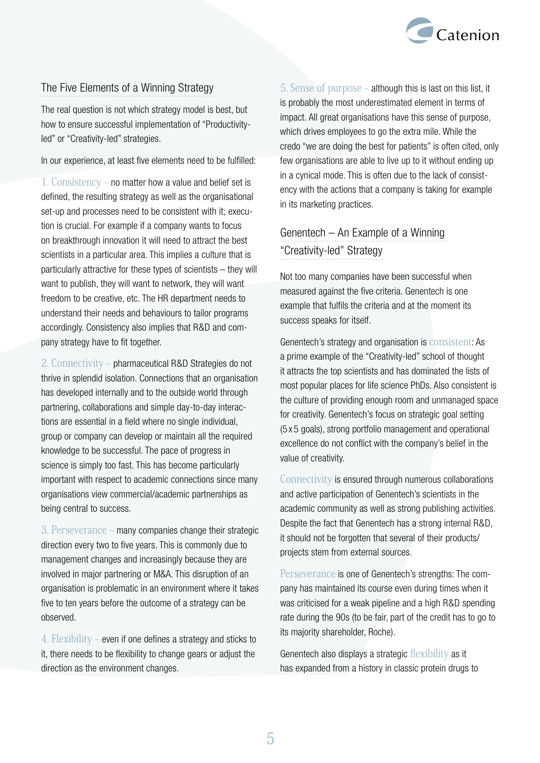## The Five Elements of a Winning Strategy

The real question is not which strategy model is best, but how to ensure successful implementation of "Productivity-led" or "Creativity-led" strategies.

In our experience, at least five elements need to be fulfilled:

1. Consistency – no matter how a value and belief set is defined, the resulting strategy as well as the organisational set-up and processes need to be consistent with it; execution is crucial. For example if a company wants to focus on breakthrough innovation it will need to attract the best scientists in a particular area. This implies a culture that is particularly attractive for these types of scientists – they will want to publish, they will want to network, they will want freedom to be creative, etc. The HR department needs to understand their needs and behaviours to tailor programs accordingly. Consistency also implies that R&D and company strategy have to fit together.

2. Connectivity – pharmaceutical R&D Strategies do not thrive in splendid isolation. Connections that an organisation has developed internally and to the outside world through partnering, collaborations and simple day-to-day interactions are essential in a field where no single individual, group or company can develop or maintain all the required knowledge to be successful. The pace of progress in science is simply too fast. This has become particularly important with respect to academic connections since many organisations view commercial/academic partnerships as being central to success.

3. Perseverance – many companies change their strategic direction every two to five years. This is commonly due to management changes and increasingly because they are involved in major partnering or M&A. This disruption of an organisation is problematic in an environment where it takes five to ten years before the outcome of a strategy can be observed.

4. Flexibility – even if one defines a strategy and sticks to it, there needs to be flexibility to change gears or adjust the direction as the environment changes.

5. Sense of purpose – although this is last on this list, it is probably the most underestimated element in terms of impact. All great organisations have this sense of purpose, which drives employees to go the extra mile. While the credo "we are doing the best for patients" is often cited, only few organisations are able to live up to it without ending up in a cynical mode. This is often due to the lack of consistency with the actions that a company is taking for example in its marketing practices.

## Genentech – An Example of a Winning "Creativity-led" Strategy

Not too many companies have been successful when measured against the five criteria. Genentech is one example that fulfils the criteria and at the moment its success speaks for itself.

Genentech's strategy and organisation is consistent: As a prime example of the "Creativity-led" school of thought it attracts the top scientists and has dominated the lists of most popular places for life science PhDs. Also consistent is the culture of providing enough room and unmanaged space for creativity. Genentech's focus on strategic goal setting (5x5 goals), strong portfolio management and operational excellence do not conflict with the company's belief in the value of creativity.

Connectivity is ensured through numerous collaborations and active participation of Genentech's scientists in the academic community as well as strong publishing activities. Despite the fact that Genentech has a strong internal R&D, it should not be forgotten that several of their products/projects stem from external sources.

Perseverance is one of Genentech's strengths: The company has maintained its course even during times when it was criticised for a weak pipeline and a high R&D spending rate during the 90s (to be fair, part of the credit has to go to its majority shareholder, Roche).

Genentech also displays a strategic flexibility as it has expanded from a history in classic protein drugs to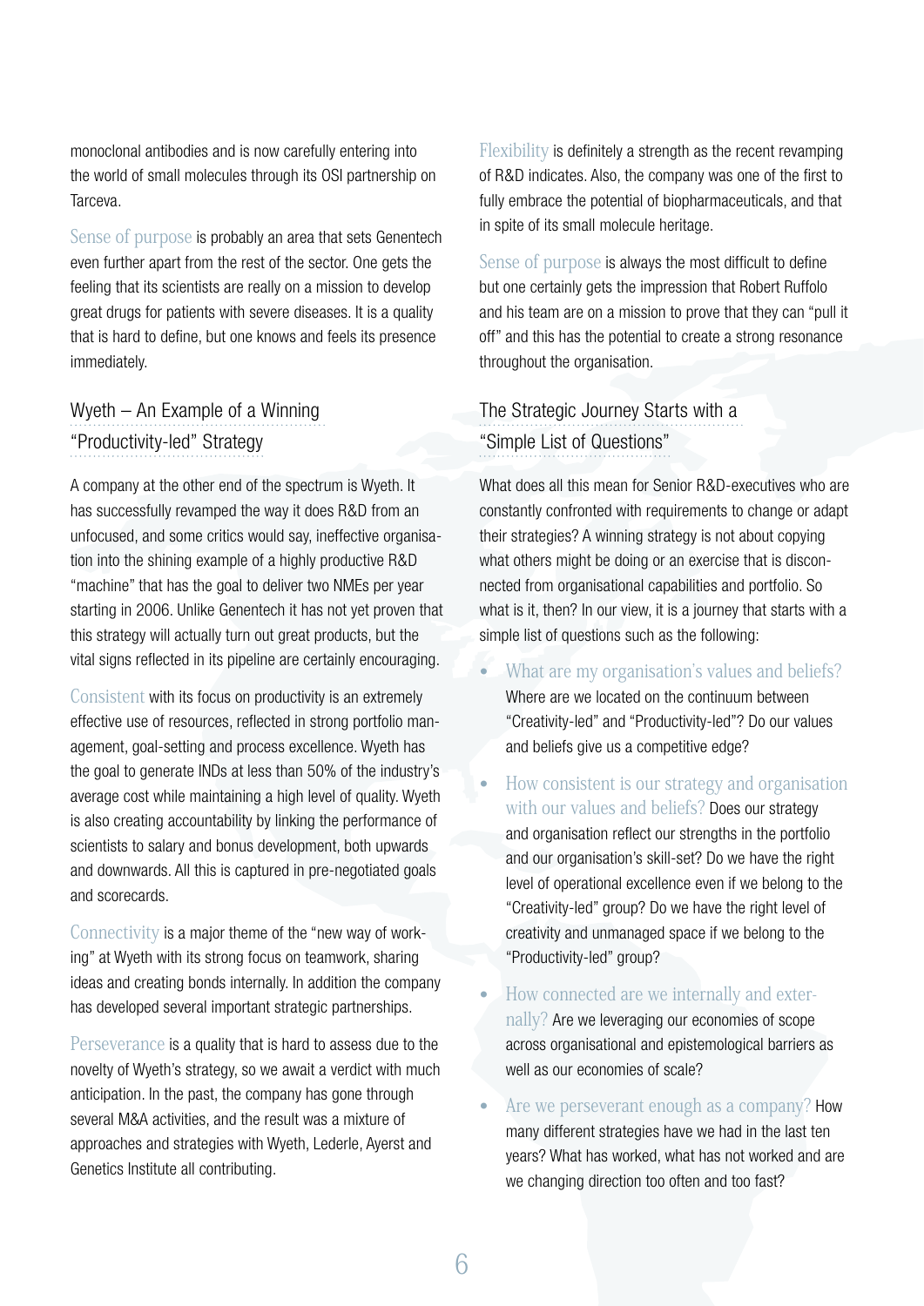monoclonal antibodies and is now carefully entering into the world of small molecules through its OSI partnership on Tarceva.

Sense of purpose is probably an area that sets Genentech even further apart from the rest of the sector. One gets the feeling that its scientists are really on a mission to develop great drugs for patients with severe diseases. It is a quality that is hard to define, but one knows and feels its presence immediately.

## Wyeth – An Example of a Winning "Productivity-led" Strategy

A company at the other end of the spectrum is Wyeth. It has successfully revamped the way it does R&D from an unfocused, and some critics would say, ineffective organisation into the shining example of a highly productive R&D "machine" that has the goal to deliver two NMEs per year starting in 2006. Unlike Genentech it has not yet proven that this strategy will actually turn out great products, but the vital signs reflected in its pipeline are certainly encouraging.

Consistent with its focus on productivity is an extremely effective use of resources, reflected in strong portfolio management, goal-setting and process excellence. Wyeth has the goal to generate INDs at less than 50% of the industry's average cost while maintaining a high level of quality. Wyeth is also creating accountability by linking the performance of scientists to salary and bonus development, both upwards and downwards. All this is captured in pre-negotiated goals and scorecards.

Connectivity is a major theme of the "new way of working" at Wyeth with its strong focus on teamwork, sharing ideas and creating bonds internally. In addition the company has developed several important strategic partnerships.

Perseverance is a quality that is hard to assess due to the novelty of Wyeth's strategy, so we await a verdict with much anticipation. In the past, the company has gone through several M&A activities, and the result was a mixture of approaches and strategies with Wyeth, Lederle, Ayerst and Genetics Institute all contributing.

Flexibility is definitely a strength as the recent revamping of R&D indicates. Also, the company was one of the first to fully embrace the potential of biopharmaceuticals, and that in spite of its small molecule heritage.

Sense of purpose is always the most difficult to define but one certainly gets the impression that Robert Ruffolo and his team are on a mission to prove that they can "pull it off" and this has the potential to create a strong resonance throughout the organisation.

## The Strategic Journey Starts with a "Simple List of Questions"

What does all this mean for Senior R&D-executives who are constantly confronted with requirements to change or adapt their strategies? A winning strategy is not about copying what others might be doing or an exercise that is disconnected from organisational capabilities and portfolio. So what is it, then? In our view, it is a journey that starts with a simple list of questions such as the following:

- What are my organisation's values and beliefs? Where are we located on the continuum between "Creativity-led" and "Productivity-led"? Do our values and beliefs give us a competitive edge?
- How consistent is our strategy and organisation with our values and beliefs? Does our strategy and organisation reflect our strengths in the portfolio and our organisation's skill-set? Do we have the right level of operational excellence even if we belong to the "Creativity-led" group? Do we have the right level of creativity and unmanaged space if we belong to the "Productivity-led" group?
- How connected are we internally and externally? Are we leveraging our economies of scope across organisational and epistemological barriers as well as our economies of scale?
- Are we perseverant enough as a company? How many different strategies have we had in the last ten years? What has worked, what has not worked and are we changing direction too often and too fast?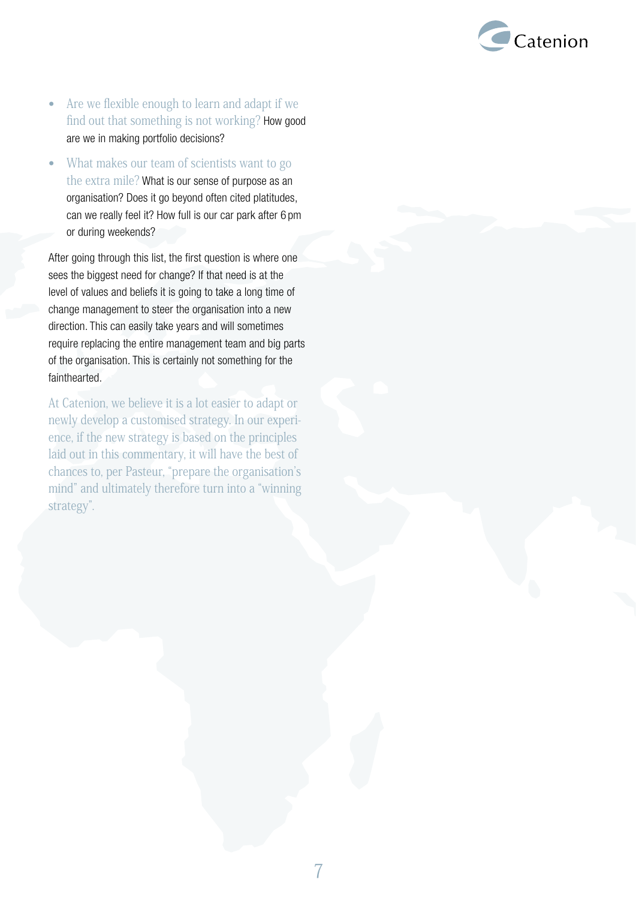- Are we flexible enough to learn and adapt if we find out that something is not working? How good are we in making portfolio decisions?
- What makes our team of scientists want to go the extra mile? What is our sense of purpose as an organisation? Does it go beyond often cited platitudes, can we really feel it? How full is our car park after 6 pm or during weekends?

After going through this list, the first question is where one sees the biggest need for change? If that need is at the level of values and beliefs it is going to take a long time of change management to steer the organisation into a new direction. This can easily take years and will sometimes require replacing the entire management team and big parts of the organisation. This is certainly not something for the fainthearted.

At Catenion, we believe it is a lot easier to adapt or newly develop a customised strategy. In our experience, if the new strategy is based on the principles laid out in this commentary, it will have the best of chances to, per Pasteur, "prepare the organisation's mind" and ultimately therefore turn into a "winning strategy".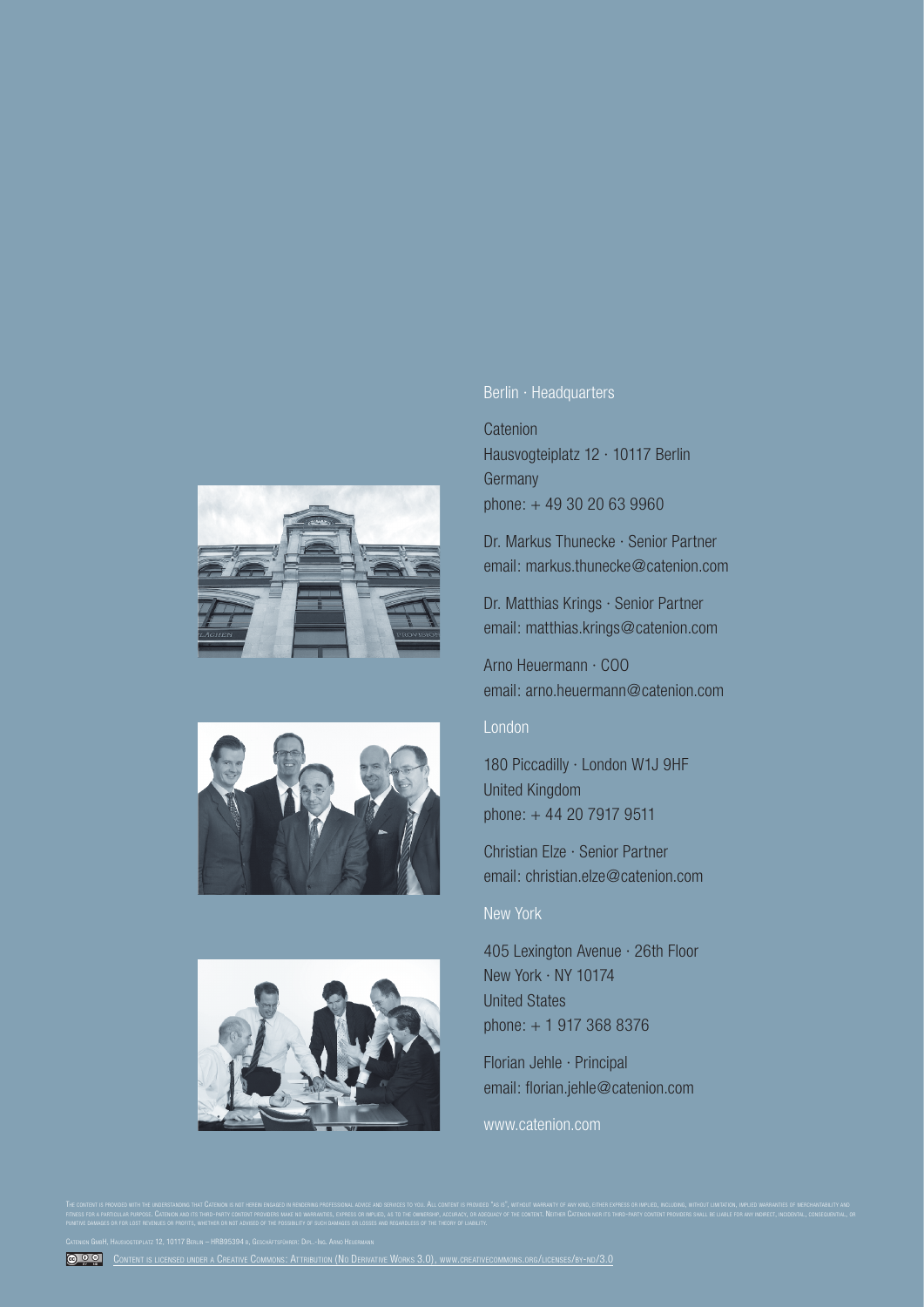Berlin · Headquarters

Catenion
Hausvogteiplatz 12 · 10117 Berlin
Germany
phone: + 49 30 20 63 9960

Dr. Markus Thunecke · Senior Partner
email: markus.thunecke@catenion.com

Dr. Matthias Krings · Senior Partner
email: matthias.krings@catenion.com

Arno Heuermann · COO
email: arno.heuermann@catenion.com

London

180 Piccadilly · London W1J 9HF
United Kingdom
phone: + 44 20 7917 9511

Christian Elze · Senior Partner
email: christian.elze@catenion.com

New York

405 Lexington Avenue · 26th Floor
New York · NY 10174
United States
phone: + 1 917 368 8376

Florian Jehle · Principal
email: florian.jehle@catenion.com

www.catenion.com

The content is provided with the understanding that Catenion is not herein engaged in rendering professional advice and services to you. All content is provided "as is", without warranty of any kind, either express or implied, including, without limitation, implied warranties of merchantability and fitness for a particular purpose. Catenion and its third-party content providers make no warranties, express or implied, as to the ownership, accuracy, or adequacy of the content. Neither Catenion nor its third-party content providers shall be liable for any indirect, incidental, consequential, or punitive damages or for lost revenues or profits, whether or not advised of the possibility of such damages or losses and regardless of the theory of liability.

Catenion GmbH, Hausvogteiplatz 12, 10117 Berlin – HRB95394 b, Geschäftsführer: Dipl.-Ing. Arno Heuermann

Content is licensed under a Creative Commons: Attribution (No Derivative Works 3.0), www.creativecommons.org/licenses/by-nd/3.0